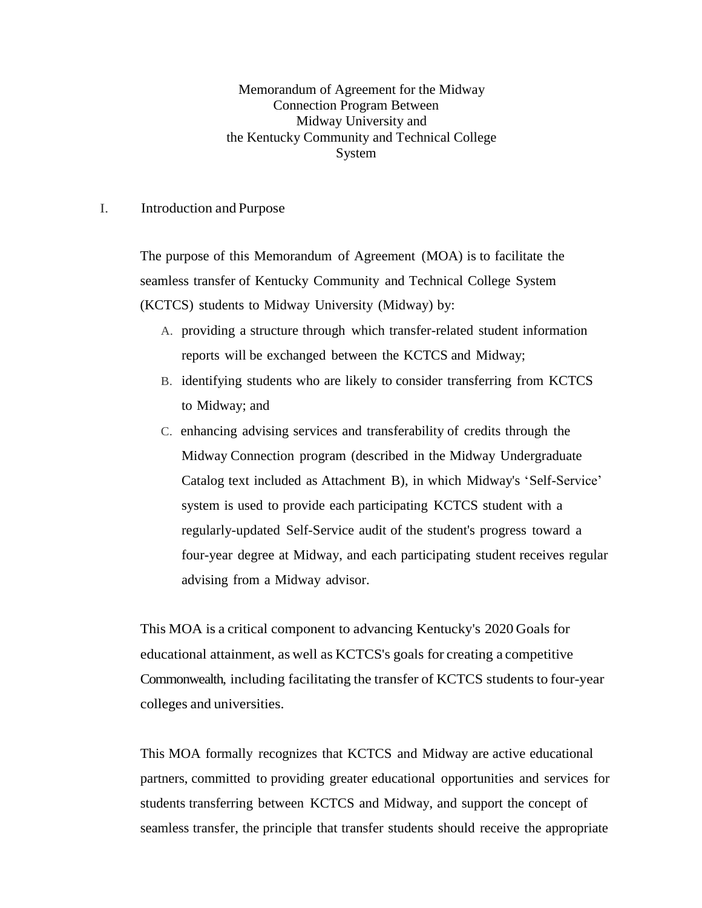# Memorandum of Agreement for the Midway Connection Program Between Midway University and the Kentucky Community and Technical College System

## I. Introduction and Purpose

The purpose of this Memorandum of Agreement (MOA) is to facilitate the seamless transfer of Kentucky Community and Technical College System (KCTCS) students to Midway University (Midway) by:

A. providing a structure through which transfer-related student information reports will be exchanged between the KCTCS and Midway;

B. identifying students who are likely to consider transferring from KCTCS to Midway; and

C. enhancing advising services and transferability of credits through the Midway Connection program (described in the Midway Undergraduate Catalog text included as Attachment B), in which Midway's 'Self-Service' system is used to provide each participating KCTCS student with a regularly-updated Self-Service audit of the student's progress toward a four-year degree at Midway, and each participating student receives regular advising from a Midway advisor.

This MOA is a critical component to advancing Kentucky's 2020 Goals for educational attainment, as well as KCTCS's goals for creating a competitive Commonwealth, including facilitating the transfer of KCTCS students to four-year colleges and universities.

This MOA formally recognizes that KCTCS and Midway are active educational partners, committed to providing greater educational opportunities and services for students transferring between KCTCS and Midway, and support the concept of seamless transfer, the principle that transfer students should receive the appropriate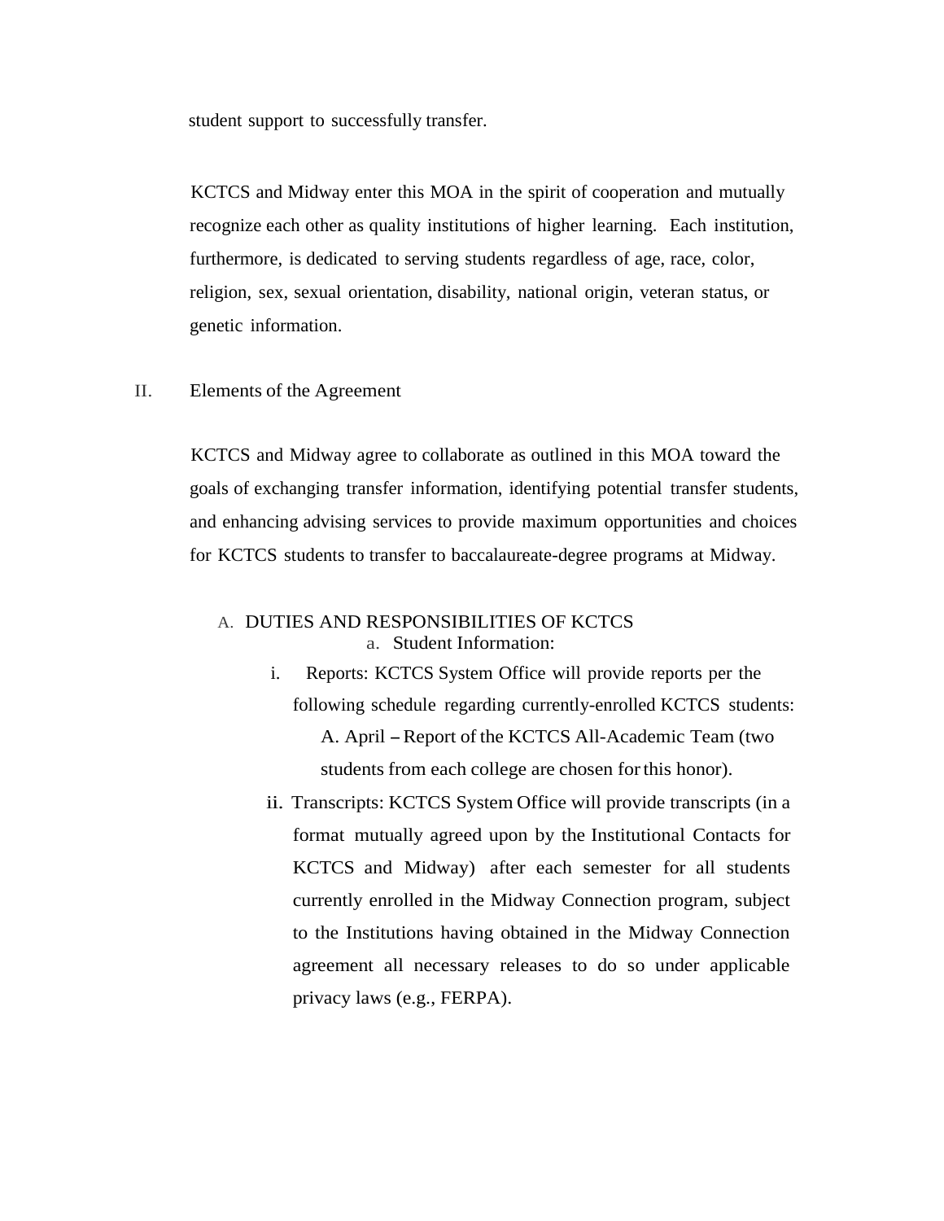student support to successfully transfer.

KCTCS and Midway enter this MOA in the spirit of cooperation and mutually recognize each other as quality institutions of higher learning. Each institution, furthermore, is dedicated to serving students regardless of age, race, color, religion, sex, sexual orientation, disability, national origin, veteran status, or genetic information.

## II. Elements of the Agreement

KCTCS and Midway agree to collaborate as outlined in this MOA toward the goals of exchanging transfer information, identifying potential transfer students, and enhancing advising services to provide maximum opportunities and choices for KCTCS students to transfer to baccalaureate-degree programs at Midway.

### A. DUTIES AND RESPONSIBILITIES OF KCTCS

a. Student Information:

i. Reports: KCTCS System Office will provide reports per the following schedule regarding currently-enrolled KCTCS students:

A. April – Report of the KCTCS All-Academic Team (two students from each college are chosen for this honor).

ii. Transcripts: KCTCS System Office will provide transcripts (in a format mutually agreed upon by the Institutional Contacts for KCTCS and Midway) after each semester for all students currently enrolled in the Midway Connection program, subject to the Institutions having obtained in the Midway Connection agreement all necessary releases to do so under applicable privacy laws (e.g., FERPA).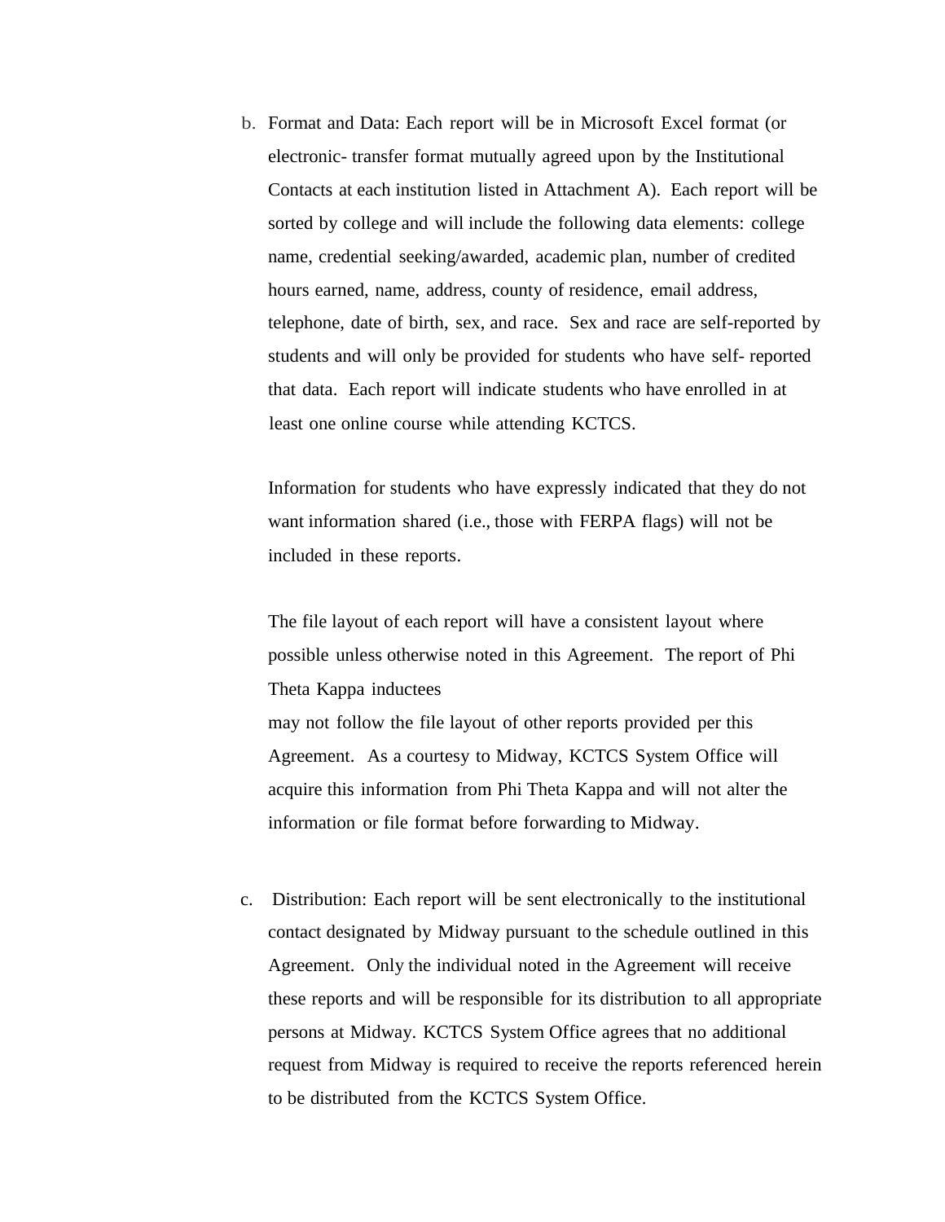b. Format and Data: Each report will be in Microsoft Excel format (or electronic- transfer format mutually agreed upon by the Institutional Contacts at each institution listed in Attachment A). Each report will be sorted by college and will include the following data elements: college name, credential seeking/awarded, academic plan, number of credited hours earned, name, address, county of residence, email address, telephone, date of birth, sex, and race. Sex and race are self-reported by students and will only be provided for students who have self- reported that data. Each report will indicate students who have enrolled in at least one online course while attending KCTCS.

   Information for students who have expressly indicated that they do not want information shared (i.e., those with FERPA flags) will not be included in these reports.

   The file layout of each report will have a consistent layout where possible unless otherwise noted in this Agreement. The report of Phi Theta Kappa inductees may not follow the file layout of other reports provided per this Agreement. As a courtesy to Midway, KCTCS System Office will acquire this information from Phi Theta Kappa and will not alter the information or file format before forwarding to Midway.

c. Distribution: Each report will be sent electronically to the institutional contact designated by Midway pursuant to the schedule outlined in this Agreement. Only the individual noted in the Agreement will receive these reports and will be responsible for its distribution to all appropriate persons at Midway. KCTCS System Office agrees that no additional request from Midway is required to receive the reports referenced herein to be distributed from the KCTCS System Office.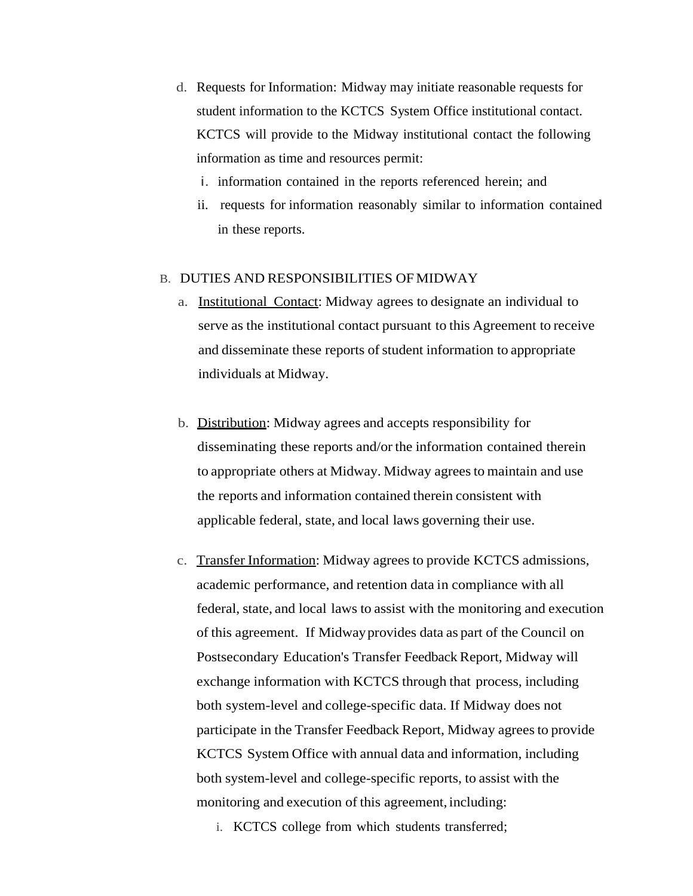d. Requests for Information: Midway may initiate reasonable requests for student information to the KCTCS System Office institutional contact. KCTCS will provide to the Midway institutional contact the following information as time and resources permit:

   i. information contained in the reports referenced herein; and

   ii. requests for information reasonably similar to information contained in these reports.

B. DUTIES AND RESPONSIBILITIES OF MIDWAY

a. Institutional Contact: Midway agrees to designate an individual to serve as the institutional contact pursuant to this Agreement to receive and disseminate these reports of student information to appropriate individuals at Midway.

b. Distribution: Midway agrees and accepts responsibility for disseminating these reports and/or the information contained therein to appropriate others at Midway. Midway agrees to maintain and use the reports and information contained therein consistent with applicable federal, state, and local laws governing their use.

c. Transfer Information: Midway agrees to provide KCTCS admissions, academic performance, and retention data in compliance with all federal, state, and local laws to assist with the monitoring and execution of this agreement. If Midway provides data as part of the Council on Postsecondary Education's Transfer Feedback Report, Midway will exchange information with KCTCS through that process, including both system-level and college-specific data. If Midway does not participate in the Transfer Feedback Report, Midway agrees to provide KCTCS System Office with annual data and information, including both system-level and college-specific reports, to assist with the monitoring and execution of this agreement, including:

   i. KCTCS college from which students transferred;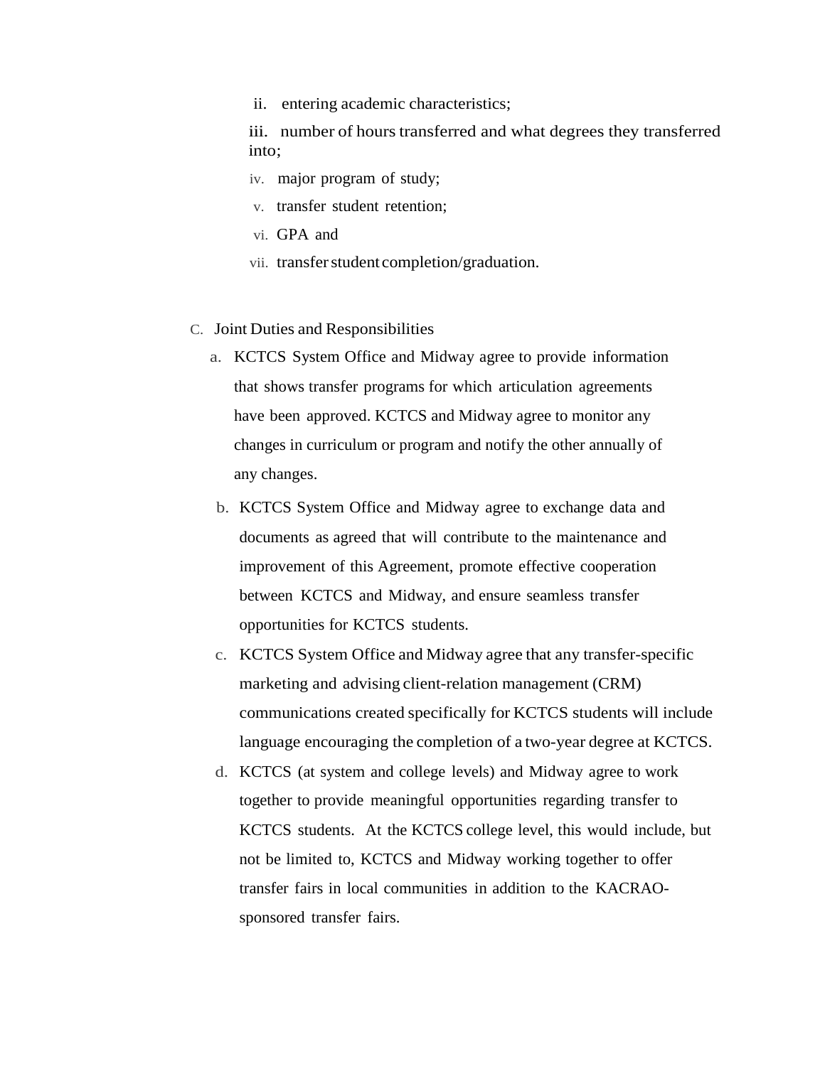ii. entering academic characteristics;

iii. number of hours transferred and what degrees they transferred into;

iv. major program of study;

v. transfer student retention;

vi. GPA and

vii. transfer student completion/graduation.

C. Joint Duties and Responsibilities

a. KCTCS System Office and Midway agree to provide information that shows transfer programs for which articulation agreements have been approved. KCTCS and Midway agree to monitor any changes in curriculum or program and notify the other annually of any changes.

b. KCTCS System Office and Midway agree to exchange data and documents as agreed that will contribute to the maintenance and improvement of this Agreement, promote effective cooperation between KCTCS and Midway, and ensure seamless transfer opportunities for KCTCS students.

c. KCTCS System Office and Midway agree that any transfer-specific marketing and advising client-relation management (CRM) communications created specifically for KCTCS students will include language encouraging the completion of a two-year degree at KCTCS.

d. KCTCS (at system and college levels) and Midway agree to work together to provide meaningful opportunities regarding transfer to KCTCS students. At the KCTCS college level, this would include, but not be limited to, KCTCS and Midway working together to offer transfer fairs in local communities in addition to the KACRAO-sponsored transfer fairs.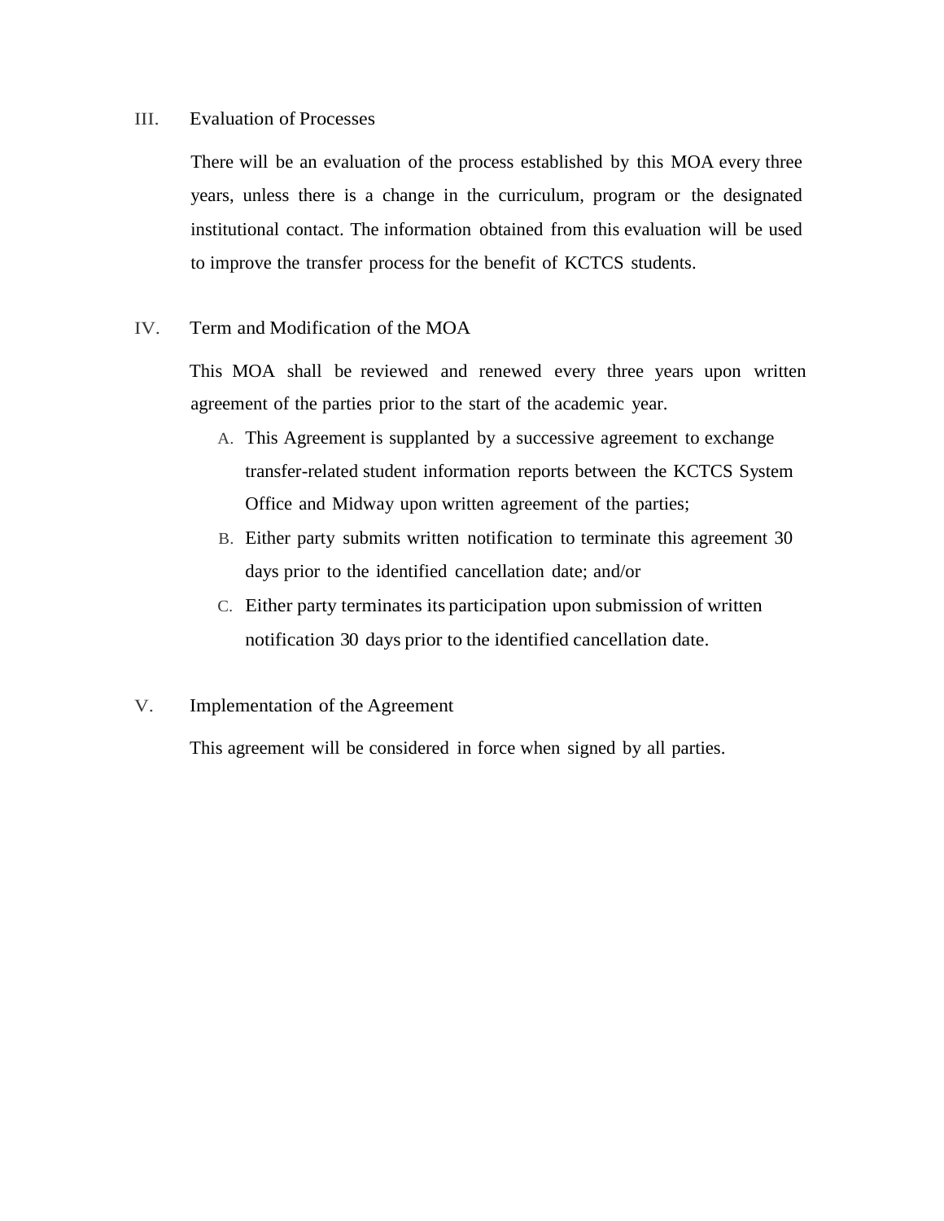## III. Evaluation of Processes

There will be an evaluation of the process established by this MOA every three years, unless there is a change in the curriculum, program or the designated institutional contact. The information obtained from this evaluation will be used to improve the transfer process for the benefit of KCTCS students.

## IV. Term and Modification of the MOA

This MOA shall be reviewed and renewed every three years upon written agreement of the parties prior to the start of the academic year.

A. This Agreement is supplanted by a successive agreement to exchange transfer-related student information reports between the KCTCS System Office and Midway upon written agreement of the parties;

B. Either party submits written notification to terminate this agreement 30 days prior to the identified cancellation date; and/or

C. Either party terminates its participation upon submission of written notification 30 days prior to the identified cancellation date.

## V. Implementation of the Agreement

This agreement will be considered in force when signed by all parties.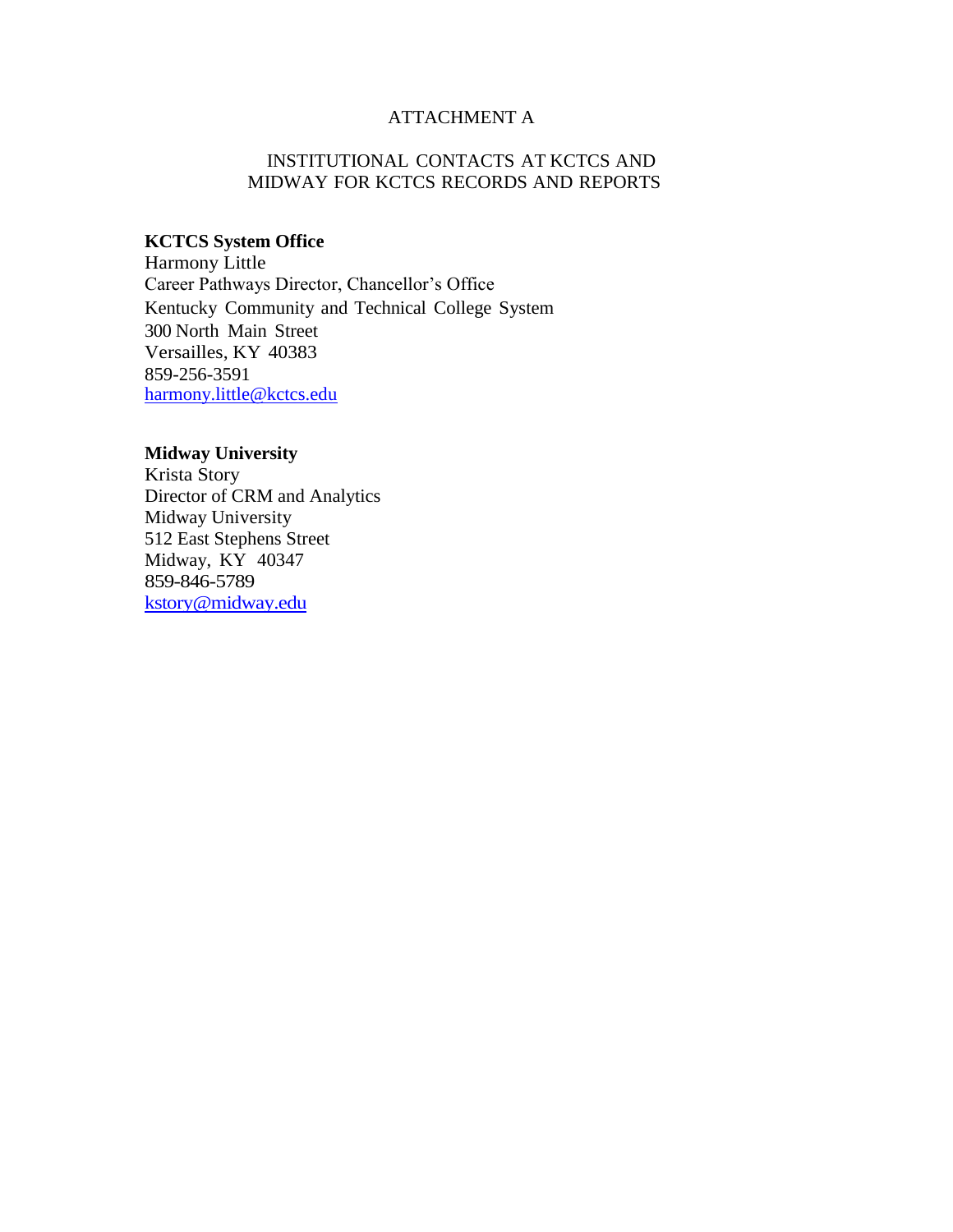# ATTACHMENT A

## INSTITUTIONAL CONTACTS AT KCTCS AND MIDWAY FOR KCTCS RECORDS AND REPORTS

**KCTCS System Office**
Harmony Little
Career Pathways Director, Chancellor's Office
Kentucky Community and Technical College System
300 North Main Street
Versailles, KY 40383
859-256-3591
harmony.little@kctcs.edu

**Midway University**
Krista Story
Director of CRM and Analytics
Midway University
512 East Stephens Street
Midway, KY 40347
859-846-5789
kstory@midway.edu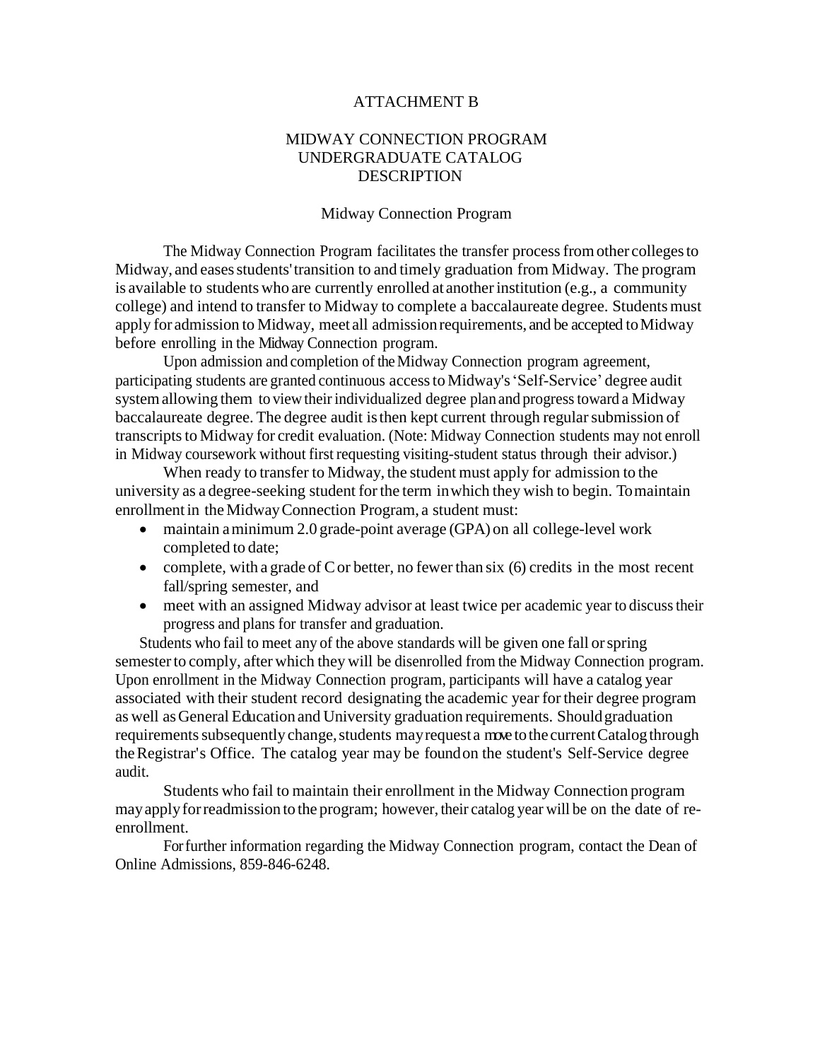# ATTACHMENT B

## MIDWAY CONNECTION PROGRAM UNDERGRADUATE CATALOG DESCRIPTION

### Midway Connection Program

The Midway Connection Program facilitates the transfer process from other colleges to Midway, and eases students' transition to and timely graduation from Midway. The program is available to students who are currently enrolled at another institution (e.g., a community college) and intend to transfer to Midway to complete a baccalaureate degree. Students must apply for admission to Midway, meet all admission requirements, and be accepted to Midway before enrolling in the Midway Connection program.

Upon admission and completion of the Midway Connection program agreement, participating students are granted continuous access to Midway's 'Self-Service' degree audit system allowing them to view their individualized degree plan and progress toward a Midway baccalaureate degree. The degree audit is then kept current through regular submission of transcripts to Midway for credit evaluation. (Note: Midway Connection students may not enroll in Midway coursework without first requesting visiting-student status through their advisor.)

When ready to transfer to Midway, the student must apply for admission to the university as a degree-seeking student for the term in which they wish to begin. To maintain enrollment in the Midway Connection Program, a student must:

- maintain a minimum 2.0 grade-point average (GPA) on all college-level work completed to date;
- complete, with a grade of C or better, no fewer than six (6) credits in the most recent fall/spring semester, and
- meet with an assigned Midway advisor at least twice per academic year to discuss their progress and plans for transfer and graduation.

Students who fail to meet any of the above standards will be given one fall or spring semester to comply, after which they will be disenrolled from the Midway Connection program. Upon enrollment in the Midway Connection program, participants will have a catalog year associated with their student record designating the academic year for their degree program as well as General Education and University graduation requirements. Should graduation requirements subsequently change, students may request a move to the current Catalog through the Registrar's Office. The catalog year may be found on the student's Self-Service degree audit.

Students who fail to maintain their enrollment in the Midway Connection program may apply for readmission to the program; however, their catalog year will be on the date of re-enrollment.

For further information regarding the Midway Connection program, contact the Dean of Online Admissions, 859-846-6248.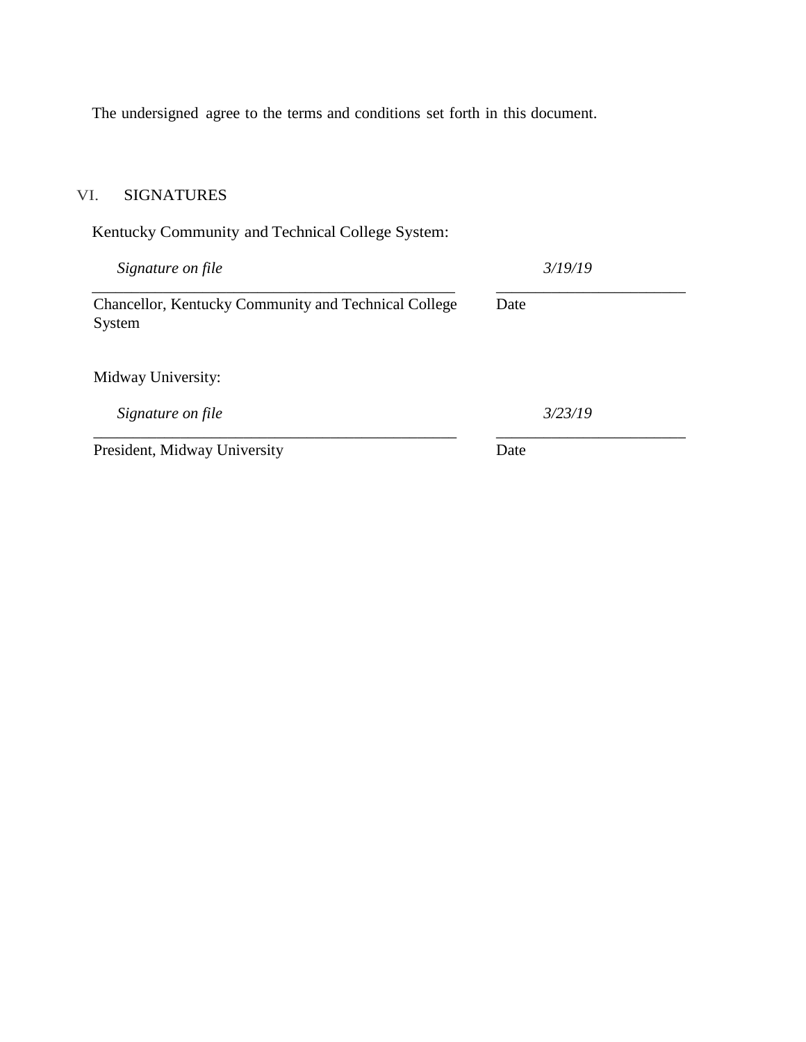The undersigned agree to the terms and conditions set forth in this document.

## VI. SIGNATURES

Kentucky Community and Technical College System:

| | |
|---|---|
| *Signature on file* | *3/19/19* |
| Chancellor, Kentucky Community and Technical College System | Date |

Midway University:

| | |
|---|---|
| *Signature on file* | *3/23/19* |
| President, Midway University | Date |